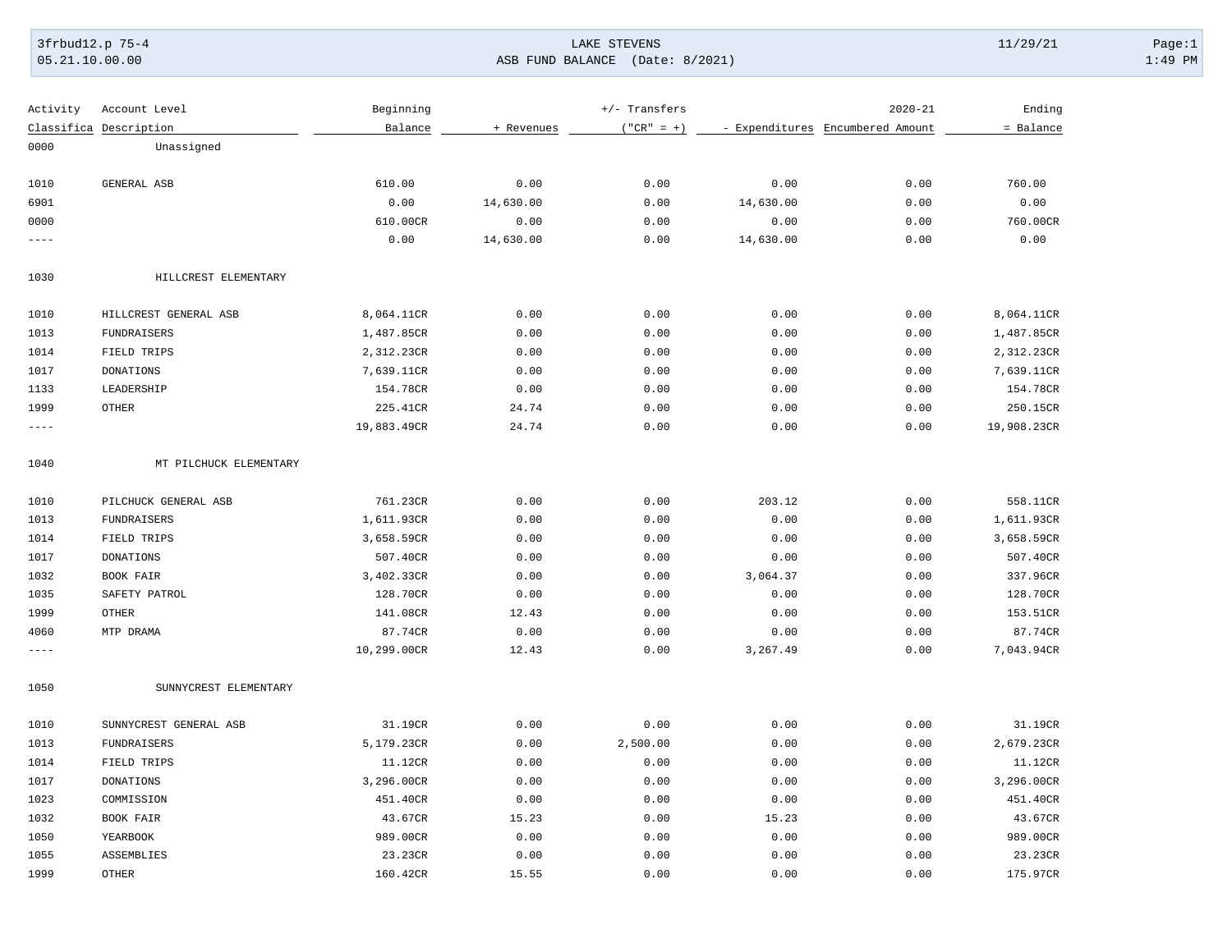LAKE STEVENS

ASB FUND BALANCE (Date: 8/2021)

| Activity Classifica | Account Level Description | Beginning Balance | + Revenues | +/- Transfers ("CR" = +) | - Expenditures | 2020-21 Encumbered Amount | Ending = Balance |
|---|---|---|---|---|---|---|---|
| 0000 | Unassigned | | | | | | |
| 1010 | GENERAL ASB | 610.00 | 0.00 | 0.00 | 0.00 | 0.00 | 760.00 |
| 6901 | | 0.00 | 14,630.00 | 0.00 | 14,630.00 | 0.00 | 0.00 |
| 0000 | | 610.00CR | 0.00 | 0.00 | 0.00 | 0.00 | 760.00CR |
| ---- | | 0.00 | 14,630.00 | 0.00 | 14,630.00 | 0.00 | 0.00 |
| 1030 | HILLCREST ELEMENTARY | | | | | | |
| 1010 | HILLCREST GENERAL ASB | 8,064.11CR | 0.00 | 0.00 | 0.00 | 0.00 | 8,064.11CR |
| 1013 | FUNDRAISERS | 1,487.85CR | 0.00 | 0.00 | 0.00 | 0.00 | 1,487.85CR |
| 1014 | FIELD TRIPS | 2,312.23CR | 0.00 | 0.00 | 0.00 | 0.00 | 2,312.23CR |
| 1017 | DONATIONS | 7,639.11CR | 0.00 | 0.00 | 0.00 | 0.00 | 7,639.11CR |
| 1133 | LEADERSHIP | 154.78CR | 0.00 | 0.00 | 0.00 | 0.00 | 154.78CR |
| 1999 | OTHER | 225.41CR | 24.74 | 0.00 | 0.00 | 0.00 | 250.15CR |
| ---- | | 19,883.49CR | 24.74 | 0.00 | 0.00 | 0.00 | 19,908.23CR |
| 1040 | MT PILCHUCK ELEMENTARY | | | | | | |
| 1010 | PILCHUCK GENERAL ASB | 761.23CR | 0.00 | 0.00 | 203.12 | 0.00 | 558.11CR |
| 1013 | FUNDRAISERS | 1,611.93CR | 0.00 | 0.00 | 0.00 | 0.00 | 1,611.93CR |
| 1014 | FIELD TRIPS | 3,658.59CR | 0.00 | 0.00 | 0.00 | 0.00 | 3,658.59CR |
| 1017 | DONATIONS | 507.40CR | 0.00 | 0.00 | 0.00 | 0.00 | 507.40CR |
| 1032 | BOOK FAIR | 3,402.33CR | 0.00 | 0.00 | 3,064.37 | 0.00 | 337.96CR |
| 1035 | SAFETY PATROL | 128.70CR | 0.00 | 0.00 | 0.00 | 0.00 | 128.70CR |
| 1999 | OTHER | 141.08CR | 12.43 | 0.00 | 0.00 | 0.00 | 153.51CR |
| 4060 | MTP DRAMA | 87.74CR | 0.00 | 0.00 | 0.00 | 0.00 | 87.74CR |
| ---- | | 10,299.00CR | 12.43 | 0.00 | 3,267.49 | 0.00 | 7,043.94CR |
| 1050 | SUNNYCREST ELEMENTARY | | | | | | |
| 1010 | SUNNYCREST GENERAL ASB | 31.19CR | 0.00 | 0.00 | 0.00 | 0.00 | 31.19CR |
| 1013 | FUNDRAISERS | 5,179.23CR | 0.00 | 2,500.00 | 0.00 | 0.00 | 2,679.23CR |
| 1014 | FIELD TRIPS | 11.12CR | 0.00 | 0.00 | 0.00 | 0.00 | 11.12CR |
| 1017 | DONATIONS | 3,296.00CR | 0.00 | 0.00 | 0.00 | 0.00 | 3,296.00CR |
| 1023 | COMMISSION | 451.40CR | 0.00 | 0.00 | 0.00 | 0.00 | 451.40CR |
| 1032 | BOOK FAIR | 43.67CR | 15.23 | 0.00 | 15.23 | 0.00 | 43.67CR |
| 1050 | YEARBOOK | 989.00CR | 0.00 | 0.00 | 0.00 | 0.00 | 989.00CR |
| 1055 | ASSEMBLIES | 23.23CR | 0.00 | 0.00 | 0.00 | 0.00 | 23.23CR |
| 1999 | OTHER | 160.42CR | 15.55 | 0.00 | 0.00 | 0.00 | 175.97CR |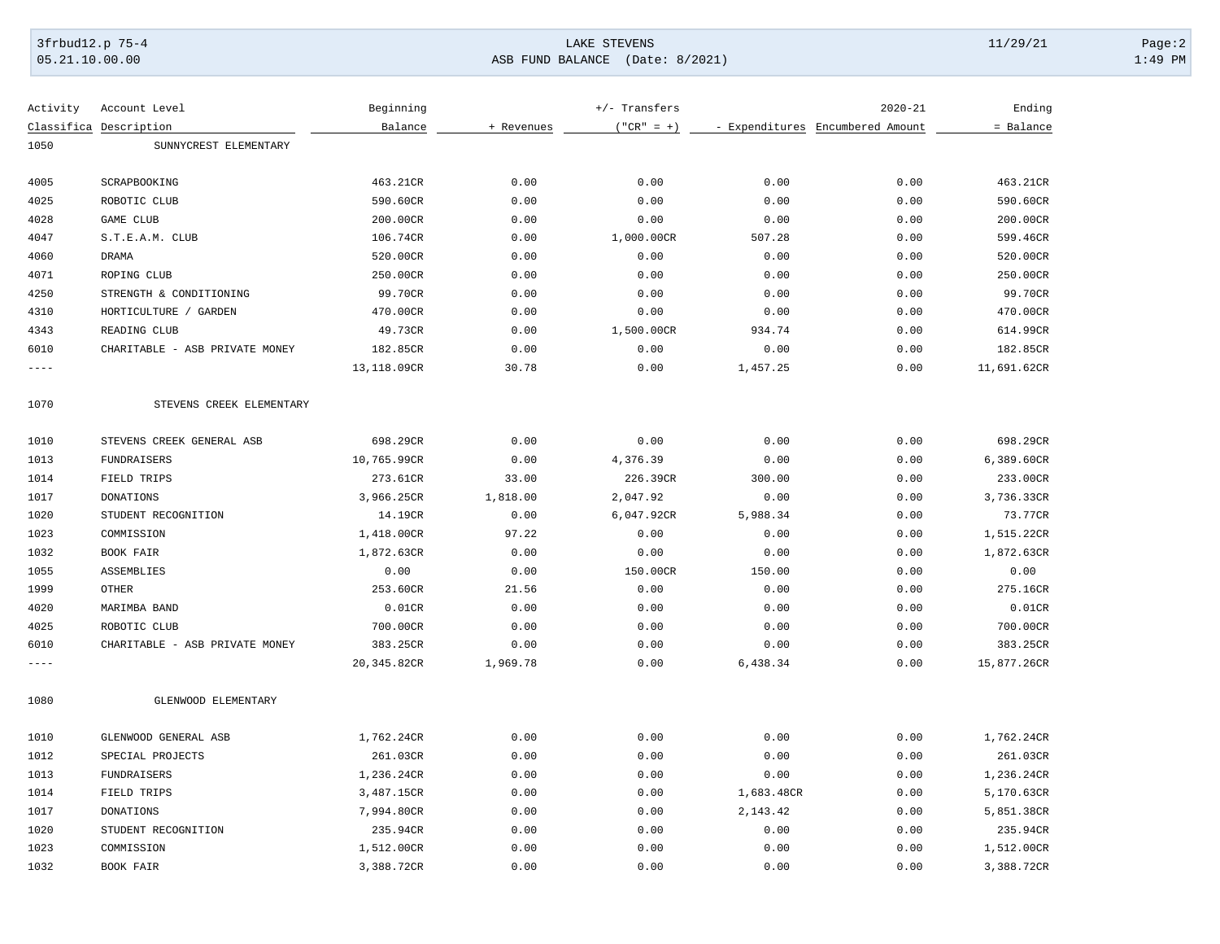| Activity Classifica | Account Level Description | Beginning Balance | + Revenues | +/- Transfers ("CR" = +) | - Expenditures | 2020-21 Encumbered Amount | Ending = Balance |
|---|---|---|---|---|---|---|---|
| 1050 | SUNNYCREST ELEMENTARY | | | | | | |
| 4005 | SCRAPBOOKING | 463.21CR | 0.00 | 0.00 | 0.00 | 0.00 | 463.21CR |
| 4025 | ROBOTIC CLUB | 590.60CR | 0.00 | 0.00 | 0.00 | 0.00 | 590.60CR |
| 4028 | GAME CLUB | 200.00CR | 0.00 | 0.00 | 0.00 | 0.00 | 200.00CR |
| 4047 | S.T.E.A.M. CLUB | 106.74CR | 0.00 | 1,000.00CR | 507.28 | 0.00 | 599.46CR |
| 4060 | DRAMA | 520.00CR | 0.00 | 0.00 | 0.00 | 0.00 | 520.00CR |
| 4071 | ROPING CLUB | 250.00CR | 0.00 | 0.00 | 0.00 | 0.00 | 250.00CR |
| 4250 | STRENGTH & CONDITIONING | 99.70CR | 0.00 | 0.00 | 0.00 | 0.00 | 99.70CR |
| 4310 | HORTICULTURE / GARDEN | 470.00CR | 0.00 | 0.00 | 0.00 | 0.00 | 470.00CR |
| 4343 | READING CLUB | 49.73CR | 0.00 | 1,500.00CR | 934.74 | 0.00 | 614.99CR |
| 6010 | CHARITABLE - ASB PRIVATE MONEY | 182.85CR | 0.00 | 0.00 | 0.00 | 0.00 | 182.85CR |
| ---- | | 13,118.09CR | 30.78 | 0.00 | 1,457.25 | 0.00 | 11,691.62CR |
| 1070 | STEVENS CREEK ELEMENTARY | | | | | | |
| 1010 | STEVENS CREEK GENERAL ASB | 698.29CR | 0.00 | 0.00 | 0.00 | 0.00 | 698.29CR |
| 1013 | FUNDRAISERS | 10,765.99CR | 0.00 | 4,376.39 | 0.00 | 0.00 | 6,389.60CR |
| 1014 | FIELD TRIPS | 273.61CR | 33.00 | 226.39CR | 300.00 | 0.00 | 233.00CR |
| 1017 | DONATIONS | 3,966.25CR | 1,818.00 | 2,047.92 | 0.00 | 0.00 | 3,736.33CR |
| 1020 | STUDENT RECOGNITION | 14.19CR | 0.00 | 6,047.92CR | 5,988.34 | 0.00 | 73.77CR |
| 1023 | COMMISSION | 1,418.00CR | 97.22 | 0.00 | 0.00 | 0.00 | 1,515.22CR |
| 1032 | BOOK FAIR | 1,872.63CR | 0.00 | 0.00 | 0.00 | 0.00 | 1,872.63CR |
| 1055 | ASSEMBLIES | 0.00 | 0.00 | 150.00CR | 150.00 | 0.00 | 0.00 |
| 1999 | OTHER | 253.60CR | 21.56 | 0.00 | 0.00 | 0.00 | 275.16CR |
| 4020 | MARIMBA BAND | 0.01CR | 0.00 | 0.00 | 0.00 | 0.00 | 0.01CR |
| 4025 | ROBOTIC CLUB | 700.00CR | 0.00 | 0.00 | 0.00 | 0.00 | 700.00CR |
| 6010 | CHARITABLE - ASB PRIVATE MONEY | 383.25CR | 0.00 | 0.00 | 0.00 | 0.00 | 383.25CR |
| ---- | | 20,345.82CR | 1,969.78 | 0.00 | 6,438.34 | 0.00 | 15,877.26CR |
| 1080 | GLENWOOD ELEMENTARY | | | | | | |
| 1010 | GLENWOOD GENERAL ASB | 1,762.24CR | 0.00 | 0.00 | 0.00 | 0.00 | 1,762.24CR |
| 1012 | SPECIAL PROJECTS | 261.03CR | 0.00 | 0.00 | 0.00 | 0.00 | 261.03CR |
| 1013 | FUNDRAISERS | 1,236.24CR | 0.00 | 0.00 | 0.00 | 0.00 | 1,236.24CR |
| 1014 | FIELD TRIPS | 3,487.15CR | 0.00 | 0.00 | 1,683.48CR | 0.00 | 5,170.63CR |
| 1017 | DONATIONS | 7,994.80CR | 0.00 | 0.00 | 2,143.42 | 0.00 | 5,851.38CR |
| 1020 | STUDENT RECOGNITION | 235.94CR | 0.00 | 0.00 | 0.00 | 0.00 | 235.94CR |
| 1023 | COMMISSION | 1,512.00CR | 0.00 | 0.00 | 0.00 | 0.00 | 1,512.00CR |
| 1032 | BOOK FAIR | 3,388.72CR | 0.00 | 0.00 | 0.00 | 0.00 | 3,388.72CR |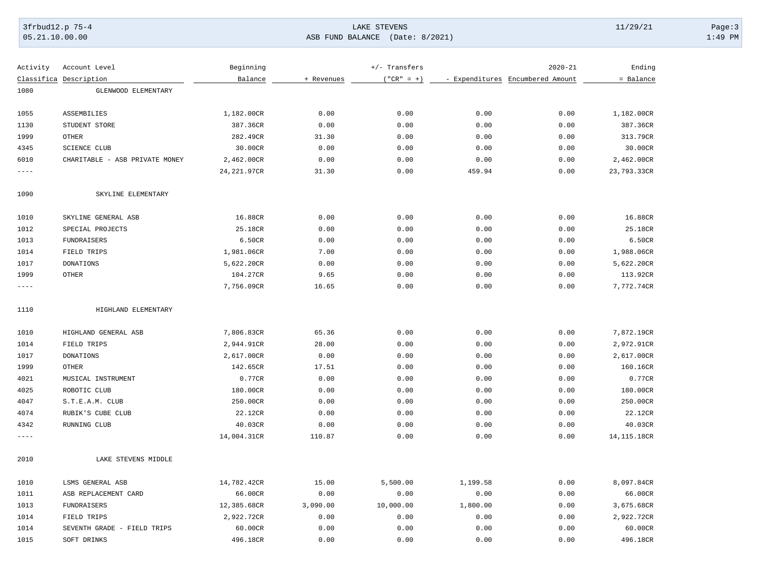| Activity Classifica | Account Level Description | Beginning Balance | + Revenues | +/- Transfers ("CR" = +) | - Expenditures | 2020-21 Encumbered Amount | Ending = Balance |
|---|---|---|---|---|---|---|---|
| 1080 | GLENWOOD ELEMENTARY | | | | | | |
| 1055 | ASSEMBILIES | 1,182.00CR | 0.00 | 0.00 | 0.00 | 0.00 | 1,182.00CR |
| 1130 | STUDENT STORE | 387.36CR | 0.00 | 0.00 | 0.00 | 0.00 | 387.36CR |
| 1999 | OTHER | 282.49CR | 31.30 | 0.00 | 0.00 | 0.00 | 313.79CR |
| 4345 | SCIENCE CLUB | 30.00CR | 0.00 | 0.00 | 0.00 | 0.00 | 30.00CR |
| 6010 | CHARITABLE - ASB PRIVATE MONEY | 2,462.00CR | 0.00 | 0.00 | 0.00 | 0.00 | 2,462.00CR |
| ---- | | 24,221.97CR | 31.30 | 0.00 | 459.94 | 0.00 | 23,793.33CR |
| 1090 | SKYLINE ELEMENTARY | | | | | | |
| 1010 | SKYLINE GENERAL ASB | 16.88CR | 0.00 | 0.00 | 0.00 | 0.00 | 16.88CR |
| 1012 | SPECIAL PROJECTS | 25.18CR | 0.00 | 0.00 | 0.00 | 0.00 | 25.18CR |
| 1013 | FUNDRAISERS | 6.50CR | 0.00 | 0.00 | 0.00 | 0.00 | 6.50CR |
| 1014 | FIELD TRIPS | 1,981.06CR | 7.00 | 0.00 | 0.00 | 0.00 | 1,988.06CR |
| 1017 | DONATIONS | 5,622.20CR | 0.00 | 0.00 | 0.00 | 0.00 | 5,622.20CR |
| 1999 | OTHER | 104.27CR | 9.65 | 0.00 | 0.00 | 0.00 | 113.92CR |
| ---- | | 7,756.09CR | 16.65 | 0.00 | 0.00 | 0.00 | 7,772.74CR |
| 1110 | HIGHLAND ELEMENTARY | | | | | | |
| 1010 | HIGHLAND GENERAL ASB | 7,806.83CR | 65.36 | 0.00 | 0.00 | 0.00 | 7,872.19CR |
| 1014 | FIELD TRIPS | 2,944.91CR | 28.00 | 0.00 | 0.00 | 0.00 | 2,972.91CR |
| 1017 | DONATIONS | 2,617.00CR | 0.00 | 0.00 | 0.00 | 0.00 | 2,617.00CR |
| 1999 | OTHER | 142.65CR | 17.51 | 0.00 | 0.00 | 0.00 | 160.16CR |
| 4021 | MUSICAL INSTRUMENT | 0.77CR | 0.00 | 0.00 | 0.00 | 0.00 | 0.77CR |
| 4025 | ROBOTIC CLUB | 180.00CR | 0.00 | 0.00 | 0.00 | 0.00 | 180.00CR |
| 4047 | S.T.E.A.M. CLUB | 250.00CR | 0.00 | 0.00 | 0.00 | 0.00 | 250.00CR |
| 4074 | RUBIK'S CUBE CLUB | 22.12CR | 0.00 | 0.00 | 0.00 | 0.00 | 22.12CR |
| 4342 | RUNNING CLUB | 40.03CR | 0.00 | 0.00 | 0.00 | 0.00 | 40.03CR |
| ---- | | 14,004.31CR | 110.87 | 0.00 | 0.00 | 0.00 | 14,115.18CR |
| 2010 | LAKE STEVENS MIDDLE | | | | | | |
| 1010 | LSMS GENERAL ASB | 14,782.42CR | 15.00 | 5,500.00 | 1,199.58 | 0.00 | 8,097.84CR |
| 1011 | ASB REPLACEMENT CARD | 66.00CR | 0.00 | 0.00 | 0.00 | 0.00 | 66.00CR |
| 1013 | FUNDRAISERS | 12,385.68CR | 3,090.00 | 10,000.00 | 1,800.00 | 0.00 | 3,675.68CR |
| 1014 | FIELD TRIPS | 2,922.72CR | 0.00 | 0.00 | 0.00 | 0.00 | 2,922.72CR |
| 1014 | SEVENTH GRADE - FIELD TRIPS | 60.00CR | 0.00 | 0.00 | 0.00 | 0.00 | 60.00CR |
| 1015 | SOFT DRINKS | 496.18CR | 0.00 | 0.00 | 0.00 | 0.00 | 496.18CR |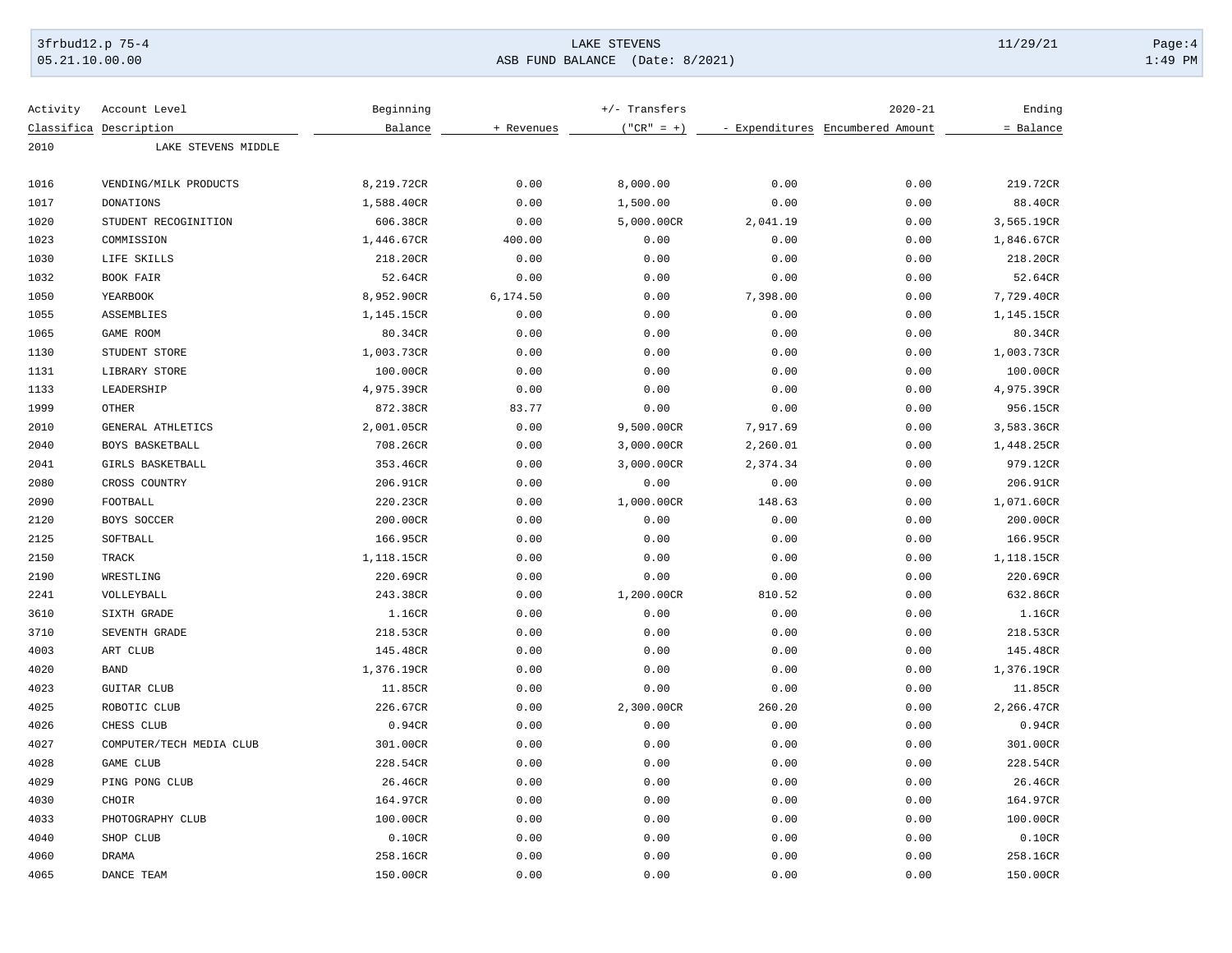| Activity Classifica | Account Level Description | Beginning Balance | + Revenues | +/- Transfers ("CR" = +) | - Expenditures | 2020-21 Encumbered Amount | Ending = Balance |
|---|---|---|---|---|---|---|---|
| 2010 | LAKE STEVENS MIDDLE | | | | | | |
| 1016 | VENDING/MILK PRODUCTS | 8,219.72CR | 0.00 | 8,000.00 | 0.00 | 0.00 | 219.72CR |
| 1017 | DONATIONS | 1,588.40CR | 0.00 | 1,500.00 | 0.00 | 0.00 | 88.40CR |
| 1020 | STUDENT RECOGINITION | 606.38CR | 0.00 | 5,000.00CR | 2,041.19 | 0.00 | 3,565.19CR |
| 1023 | COMMISSION | 1,446.67CR | 400.00 | 0.00 | 0.00 | 0.00 | 1,846.67CR |
| 1030 | LIFE SKILLS | 218.20CR | 0.00 | 0.00 | 0.00 | 0.00 | 218.20CR |
| 1032 | BOOK FAIR | 52.64CR | 0.00 | 0.00 | 0.00 | 0.00 | 52.64CR |
| 1050 | YEARBOOK | 8,952.90CR | 6,174.50 | 0.00 | 7,398.00 | 0.00 | 7,729.40CR |
| 1055 | ASSEMBLIES | 1,145.15CR | 0.00 | 0.00 | 0.00 | 0.00 | 1,145.15CR |
| 1065 | GAME ROOM | 80.34CR | 0.00 | 0.00 | 0.00 | 0.00 | 80.34CR |
| 1130 | STUDENT STORE | 1,003.73CR | 0.00 | 0.00 | 0.00 | 0.00 | 1,003.73CR |
| 1131 | LIBRARY STORE | 100.00CR | 0.00 | 0.00 | 0.00 | 0.00 | 100.00CR |
| 1133 | LEADERSHIP | 4,975.39CR | 0.00 | 0.00 | 0.00 | 0.00 | 4,975.39CR |
| 1999 | OTHER | 872.38CR | 83.77 | 0.00 | 0.00 | 0.00 | 956.15CR |
| 2010 | GENERAL ATHLETICS | 2,001.05CR | 0.00 | 9,500.00CR | 7,917.69 | 0.00 | 3,583.36CR |
| 2040 | BOYS BASKETBALL | 708.26CR | 0.00 | 3,000.00CR | 2,260.01 | 0.00 | 1,448.25CR |
| 2041 | GIRLS BASKETBALL | 353.46CR | 0.00 | 3,000.00CR | 2,374.34 | 0.00 | 979.12CR |
| 2080 | CROSS COUNTRY | 206.91CR | 0.00 | 0.00 | 0.00 | 0.00 | 206.91CR |
| 2090 | FOOTBALL | 220.23CR | 0.00 | 1,000.00CR | 148.63 | 0.00 | 1,071.60CR |
| 2120 | BOYS SOCCER | 200.00CR | 0.00 | 0.00 | 0.00 | 0.00 | 200.00CR |
| 2125 | SOFTBALL | 166.95CR | 0.00 | 0.00 | 0.00 | 0.00 | 166.95CR |
| 2150 | TRACK | 1,118.15CR | 0.00 | 0.00 | 0.00 | 0.00 | 1,118.15CR |
| 2190 | WRESTLING | 220.69CR | 0.00 | 0.00 | 0.00 | 0.00 | 220.69CR |
| 2241 | VOLLEYBALL | 243.38CR | 0.00 | 1,200.00CR | 810.52 | 0.00 | 632.86CR |
| 3610 | SIXTH GRADE | 1.16CR | 0.00 | 0.00 | 0.00 | 0.00 | 1.16CR |
| 3710 | SEVENTH GRADE | 218.53CR | 0.00 | 0.00 | 0.00 | 0.00 | 218.53CR |
| 4003 | ART CLUB | 145.48CR | 0.00 | 0.00 | 0.00 | 0.00 | 145.48CR |
| 4020 | BAND | 1,376.19CR | 0.00 | 0.00 | 0.00 | 0.00 | 1,376.19CR |
| 4023 | GUITAR CLUB | 11.85CR | 0.00 | 0.00 | 0.00 | 0.00 | 11.85CR |
| 4025 | ROBOTIC CLUB | 226.67CR | 0.00 | 2,300.00CR | 260.20 | 0.00 | 2,266.47CR |
| 4026 | CHESS CLUB | 0.94CR | 0.00 | 0.00 | 0.00 | 0.00 | 0.94CR |
| 4027 | COMPUTER/TECH MEDIA CLUB | 301.00CR | 0.00 | 0.00 | 0.00 | 0.00 | 301.00CR |
| 4028 | GAME CLUB | 228.54CR | 0.00 | 0.00 | 0.00 | 0.00 | 228.54CR |
| 4029 | PING PONG CLUB | 26.46CR | 0.00 | 0.00 | 0.00 | 0.00 | 26.46CR |
| 4030 | CHOIR | 164.97CR | 0.00 | 0.00 | 0.00 | 0.00 | 164.97CR |
| 4033 | PHOTOGRAPHY CLUB | 100.00CR | 0.00 | 0.00 | 0.00 | 0.00 | 100.00CR |
| 4040 | SHOP CLUB | 0.10CR | 0.00 | 0.00 | 0.00 | 0.00 | 0.10CR |
| 4060 | DRAMA | 258.16CR | 0.00 | 0.00 | 0.00 | 0.00 | 258.16CR |
| 4065 | DANCE TEAM | 150.00CR | 0.00 | 0.00 | 0.00 | 0.00 | 150.00CR |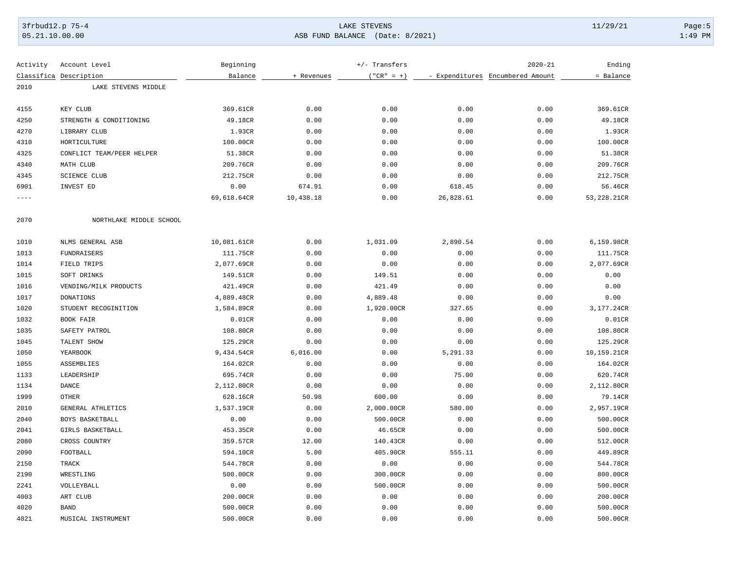| Activity Classifica | Account Level Description | Beginning Balance | + Revenues | +/- Transfers ("CR" = +) | - Expenditures | 2020-21 Encumbered Amount | Ending = Balance |
|---|---|---|---|---|---|---|---|
| 2010 | LAKE STEVENS MIDDLE | | | | | | |
| 4155 | KEY CLUB | 369.61CR | 0.00 | 0.00 | 0.00 | 0.00 | 369.61CR |
| 4250 | STRENGTH & CONDITIONING | 49.18CR | 0.00 | 0.00 | 0.00 | 0.00 | 49.18CR |
| 4270 | LIBRARY CLUB | 1.93CR | 0.00 | 0.00 | 0.00 | 0.00 | 1.93CR |
| 4310 | HORTICULTURE | 100.00CR | 0.00 | 0.00 | 0.00 | 0.00 | 100.00CR |
| 4325 | CONFLICT TEAM/PEER HELPER | 51.38CR | 0.00 | 0.00 | 0.00 | 0.00 | 51.38CR |
| 4340 | MATH CLUB | 209.76CR | 0.00 | 0.00 | 0.00 | 0.00 | 209.76CR |
| 4345 | SCIENCE CLUB | 212.75CR | 0.00 | 0.00 | 0.00 | 0.00 | 212.75CR |
| 6901 | INVEST ED | 0.00 | 674.91 | 0.00 | 618.45 | 0.00 | 56.46CR |
| ---- | | 69,618.64CR | 10,438.18 | 0.00 | 26,828.61 | 0.00 | 53,228.21CR |
| 2070 | NORTHLAKE MIDDLE SCHOOL | | | | | | |
| 1010 | NLMS GENERAL ASB | 10,081.61CR | 0.00 | 1,031.09 | 2,890.54 | 0.00 | 6,159.98CR |
| 1013 | FUNDRAISERS | 111.75CR | 0.00 | 0.00 | 0.00 | 0.00 | 111.75CR |
| 1014 | FIELD TRIPS | 2,077.69CR | 0.00 | 0.00 | 0.00 | 0.00 | 2,077.69CR |
| 1015 | SOFT DRINKS | 149.51CR | 0.00 | 149.51 | 0.00 | 0.00 | 0.00 |
| 1016 | VENDING/MILK PRODUCTS | 421.49CR | 0.00 | 421.49 | 0.00 | 0.00 | 0.00 |
| 1017 | DONATIONS | 4,889.48CR | 0.00 | 4,889.48 | 0.00 | 0.00 | 0.00 |
| 1020 | STUDENT RECOGINITION | 1,584.89CR | 0.00 | 1,920.00CR | 327.65 | 0.00 | 3,177.24CR |
| 1032 | BOOK FAIR | 0.01CR | 0.00 | 0.00 | 0.00 | 0.00 | 0.01CR |
| 1035 | SAFETY PATROL | 108.80CR | 0.00 | 0.00 | 0.00 | 0.00 | 108.80CR |
| 1045 | TALENT SHOW | 125.29CR | 0.00 | 0.00 | 0.00 | 0.00 | 125.29CR |
| 1050 | YEARBOOK | 9,434.54CR | 6,016.00 | 0.00 | 5,291.33 | 0.00 | 10,159.21CR |
| 1055 | ASSEMBLIES | 164.02CR | 0.00 | 0.00 | 0.00 | 0.00 | 164.02CR |
| 1133 | LEADERSHIP | 695.74CR | 0.00 | 0.00 | 75.00 | 0.00 | 620.74CR |
| 1134 | DANCE | 2,112.80CR | 0.00 | 0.00 | 0.00 | 0.00 | 2,112.80CR |
| 1999 | OTHER | 628.16CR | 50.98 | 600.00 | 0.00 | 0.00 | 79.14CR |
| 2010 | GENERAL ATHLETICS | 1,537.19CR | 0.00 | 2,000.00CR | 580.00 | 0.00 | 2,957.19CR |
| 2040 | BOYS BASKETBALL | 0.00 | 0.00 | 500.00CR | 0.00 | 0.00 | 500.00CR |
| 2041 | GIRLS BASKETBALL | 453.35CR | 0.00 | 46.65CR | 0.00 | 0.00 | 500.00CR |
| 2080 | CROSS COUNTRY | 359.57CR | 12.00 | 140.43CR | 0.00 | 0.00 | 512.00CR |
| 2090 | FOOTBALL | 594.10CR | 5.00 | 405.90CR | 555.11 | 0.00 | 449.89CR |
| 2150 | TRACK | 544.78CR | 0.00 | 0.00 | 0.00 | 0.00 | 544.78CR |
| 2190 | WRESTLING | 500.00CR | 0.00 | 300.00CR | 0.00 | 0.00 | 800.00CR |
| 2241 | VOLLEYBALL | 0.00 | 0.00 | 500.00CR | 0.00 | 0.00 | 500.00CR |
| 4003 | ART CLUB | 200.00CR | 0.00 | 0.00 | 0.00 | 0.00 | 200.00CR |
| 4020 | BAND | 500.00CR | 0.00 | 0.00 | 0.00 | 0.00 | 500.00CR |
| 4021 | MUSICAL INSTRUMENT | 500.00CR | 0.00 | 0.00 | 0.00 | 0.00 | 500.00CR |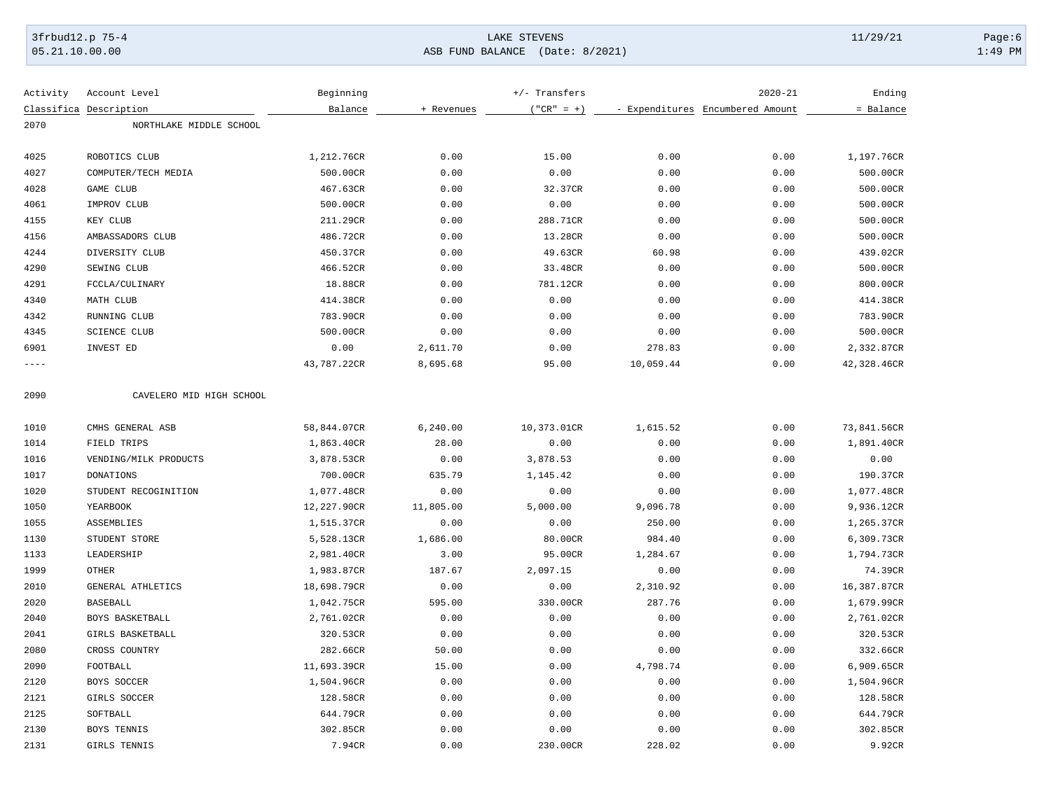| Activity Classifica | Account Level Description | Beginning Balance | + Revenues | +/- Transfers ("CR" = +) | - Expenditures | 2020-21 Encumbered Amount | Ending = Balance |
|---|---|---|---|---|---|---|---|
| 2070 | NORTHLAKE MIDDLE SCHOOL | | | | | | |
| 4025 | ROBOTICS CLUB | 1,212.76CR | 0.00 | 15.00 | 0.00 | 0.00 | 1,197.76CR |
| 4027 | COMPUTER/TECH MEDIA | 500.00CR | 0.00 | 0.00 | 0.00 | 0.00 | 500.00CR |
| 4028 | GAME CLUB | 467.63CR | 0.00 | 32.37CR | 0.00 | 0.00 | 500.00CR |
| 4061 | IMPROV CLUB | 500.00CR | 0.00 | 0.00 | 0.00 | 0.00 | 500.00CR |
| 4155 | KEY CLUB | 211.29CR | 0.00 | 288.71CR | 0.00 | 0.00 | 500.00CR |
| 4156 | AMBASSADORS CLUB | 486.72CR | 0.00 | 13.28CR | 0.00 | 0.00 | 500.00CR |
| 4244 | DIVERSITY CLUB | 450.37CR | 0.00 | 49.63CR | 60.98 | 0.00 | 439.02CR |
| 4290 | SEWING CLUB | 466.52CR | 0.00 | 33.48CR | 0.00 | 0.00 | 500.00CR |
| 4291 | FCCLA/CULINARY | 18.88CR | 0.00 | 781.12CR | 0.00 | 0.00 | 800.00CR |
| 4340 | MATH CLUB | 414.38CR | 0.00 | 0.00 | 0.00 | 0.00 | 414.38CR |
| 4342 | RUNNING CLUB | 783.90CR | 0.00 | 0.00 | 0.00 | 0.00 | 783.90CR |
| 4345 | SCIENCE CLUB | 500.00CR | 0.00 | 0.00 | 0.00 | 0.00 | 500.00CR |
| 6901 | INVEST ED | 0.00 | 2,611.70 | 0.00 | 278.83 | 0.00 | 2,332.87CR |
| ---- | | 43,787.22CR | 8,695.68 | 95.00 | 10,059.44 | 0.00 | 42,328.46CR |
| 2090 | CAVELERO MID HIGH SCHOOL | | | | | | |
| 1010 | CMHS GENERAL ASB | 58,844.07CR | 6,240.00 | 10,373.01CR | 1,615.52 | 0.00 | 73,841.56CR |
| 1014 | FIELD TRIPS | 1,863.40CR | 28.00 | 0.00 | 0.00 | 0.00 | 1,891.40CR |
| 1016 | VENDING/MILK PRODUCTS | 3,878.53CR | 0.00 | 3,878.53 | 0.00 | 0.00 | 0.00 |
| 1017 | DONATIONS | 700.00CR | 635.79 | 1,145.42 | 0.00 | 0.00 | 190.37CR |
| 1020 | STUDENT RECOGINITION | 1,077.48CR | 0.00 | 0.00 | 0.00 | 0.00 | 1,077.48CR |
| 1050 | YEARBOOK | 12,227.90CR | 11,805.00 | 5,000.00 | 9,096.78 | 0.00 | 9,936.12CR |
| 1055 | ASSEMBLIES | 1,515.37CR | 0.00 | 0.00 | 250.00 | 0.00 | 1,265.37CR |
| 1130 | STUDENT STORE | 5,528.13CR | 1,686.00 | 80.00CR | 984.40 | 0.00 | 6,309.73CR |
| 1133 | LEADERSHIP | 2,981.40CR | 3.00 | 95.00CR | 1,284.67 | 0.00 | 1,794.73CR |
| 1999 | OTHER | 1,983.87CR | 187.67 | 2,097.15 | 0.00 | 0.00 | 74.39CR |
| 2010 | GENERAL ATHLETICS | 18,698.79CR | 0.00 | 0.00 | 2,310.92 | 0.00 | 16,387.87CR |
| 2020 | BASEBALL | 1,042.75CR | 595.00 | 330.00CR | 287.76 | 0.00 | 1,679.99CR |
| 2040 | BOYS BASKETBALL | 2,761.02CR | 0.00 | 0.00 | 0.00 | 0.00 | 2,761.02CR |
| 2041 | GIRLS BASKETBALL | 320.53CR | 0.00 | 0.00 | 0.00 | 0.00 | 320.53CR |
| 2080 | CROSS COUNTRY | 282.66CR | 50.00 | 0.00 | 0.00 | 0.00 | 332.66CR |
| 2090 | FOOTBALL | 11,693.39CR | 15.00 | 0.00 | 4,798.74 | 0.00 | 6,909.65CR |
| 2120 | BOYS SOCCER | 1,504.96CR | 0.00 | 0.00 | 0.00 | 0.00 | 1,504.96CR |
| 2121 | GIRLS SOCCER | 128.58CR | 0.00 | 0.00 | 0.00 | 0.00 | 128.58CR |
| 2125 | SOFTBALL | 644.79CR | 0.00 | 0.00 | 0.00 | 0.00 | 644.79CR |
| 2130 | BOYS TENNIS | 302.85CR | 0.00 | 0.00 | 0.00 | 0.00 | 302.85CR |
| 2131 | GIRLS TENNIS | 7.94CR | 0.00 | 230.00CR | 228.02 | 0.00 | 9.92CR |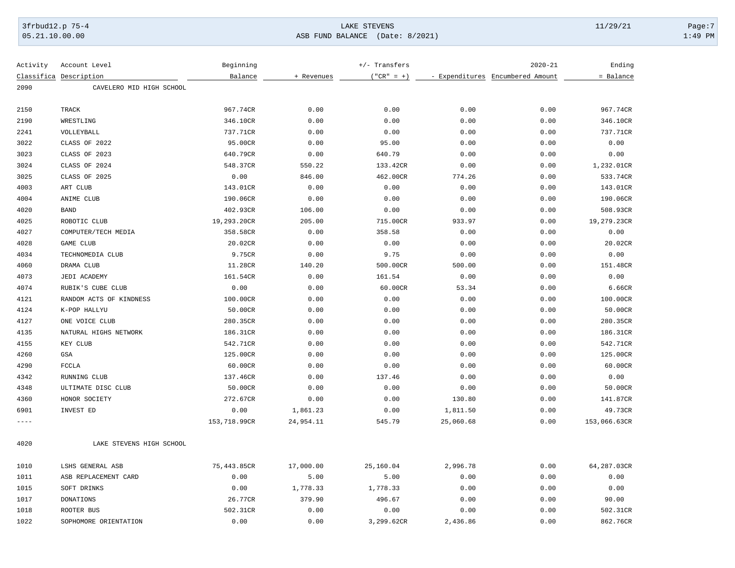| Activity Classifica | Account Level Description | Beginning Balance | + Revenues | +/- Transfers ("CR" = +) | - Expenditures | 2020-21 Encumbered Amount | Ending = Balance |
|---|---|---|---|---|---|---|---|
| 2090 | CAVELERO MID HIGH SCHOOL | | | | | | |
| 2150 | TRACK | 967.74CR | 0.00 | 0.00 | 0.00 | 0.00 | 967.74CR |
| 2190 | WRESTLING | 346.10CR | 0.00 | 0.00 | 0.00 | 0.00 | 346.10CR |
| 2241 | VOLLEYBALL | 737.71CR | 0.00 | 0.00 | 0.00 | 0.00 | 737.71CR |
| 3022 | CLASS OF 2022 | 95.00CR | 0.00 | 95.00 | 0.00 | 0.00 | 0.00 |
| 3023 | CLASS OF 2023 | 640.79CR | 0.00 | 640.79 | 0.00 | 0.00 | 0.00 |
| 3024 | CLASS OF 2024 | 548.37CR | 550.22 | 133.42CR | 0.00 | 0.00 | 1,232.01CR |
| 3025 | CLASS OF 2025 | 0.00 | 846.00 | 462.00CR | 774.26 | 0.00 | 533.74CR |
| 4003 | ART CLUB | 143.01CR | 0.00 | 0.00 | 0.00 | 0.00 | 143.01CR |
| 4004 | ANIME CLUB | 190.06CR | 0.00 | 0.00 | 0.00 | 0.00 | 190.06CR |
| 4020 | BAND | 402.93CR | 106.00 | 0.00 | 0.00 | 0.00 | 508.93CR |
| 4025 | ROBOTIC CLUB | 19,293.20CR | 205.00 | 715.00CR | 933.97 | 0.00 | 19,279.23CR |
| 4027 | COMPUTER/TECH MEDIA | 358.58CR | 0.00 | 358.58 | 0.00 | 0.00 | 0.00 |
| 4028 | GAME CLUB | 20.02CR | 0.00 | 0.00 | 0.00 | 0.00 | 20.02CR |
| 4034 | TECHNOMEDIA CLUB | 9.75CR | 0.00 | 9.75 | 0.00 | 0.00 | 0.00 |
| 4060 | DRAMA CLUB | 11.28CR | 140.20 | 500.00CR | 500.00 | 0.00 | 151.48CR |
| 4073 | JEDI ACADEMY | 161.54CR | 0.00 | 161.54 | 0.00 | 0.00 | 0.00 |
| 4074 | RUBIK'S CUBE CLUB | 0.00 | 0.00 | 60.00CR | 53.34 | 0.00 | 6.66CR |
| 4121 | RANDOM ACTS OF KINDNESS | 100.00CR | 0.00 | 0.00 | 0.00 | 0.00 | 100.00CR |
| 4124 | K-POP HALLYU | 50.00CR | 0.00 | 0.00 | 0.00 | 0.00 | 50.00CR |
| 4127 | ONE VOICE CLUB | 280.35CR | 0.00 | 0.00 | 0.00 | 0.00 | 280.35CR |
| 4135 | NATURAL HIGHS NETWORK | 186.31CR | 0.00 | 0.00 | 0.00 | 0.00 | 186.31CR |
| 4155 | KEY CLUB | 542.71CR | 0.00 | 0.00 | 0.00 | 0.00 | 542.71CR |
| 4260 | GSA | 125.00CR | 0.00 | 0.00 | 0.00 | 0.00 | 125.00CR |
| 4290 | FCCLA | 60.00CR | 0.00 | 0.00 | 0.00 | 0.00 | 60.00CR |
| 4342 | RUNNING CLUB | 137.46CR | 0.00 | 137.46 | 0.00 | 0.00 | 0.00 |
| 4348 | ULTIMATE DISC CLUB | 50.00CR | 0.00 | 0.00 | 0.00 | 0.00 | 50.00CR |
| 4360 | HONOR SOCIETY | 272.67CR | 0.00 | 0.00 | 130.80 | 0.00 | 141.87CR |
| 6901 | INVEST ED | 0.00 | 1,861.23 | 0.00 | 1,811.50 | 0.00 | 49.73CR |
| ---- | | 153,718.99CR | 24,954.11 | 545.79 | 25,060.68 | 0.00 | 153,066.63CR |
| 4020 | LAKE STEVENS HIGH SCHOOL | | | | | | |
| 1010 | LSHS GENERAL ASB | 75,443.85CR | 17,000.00 | 25,160.04 | 2,996.78 | 0.00 | 64,287.03CR |
| 1011 | ASB REPLACEMENT CARD | 0.00 | 5.00 | 5.00 | 0.00 | 0.00 | 0.00 |
| 1015 | SOFT DRINKS | 0.00 | 1,778.33 | 1,778.33 | 0.00 | 0.00 | 0.00 |
| 1017 | DONATIONS | 26.77CR | 379.90 | 496.67 | 0.00 | 0.00 | 90.00 |
| 1018 | ROOTER BUS | 502.31CR | 0.00 | 0.00 | 0.00 | 0.00 | 502.31CR |
| 1022 | SOPHOMORE ORIENTATION | 0.00 | 0.00 | 3,299.62CR | 2,436.86 | 0.00 | 862.76CR |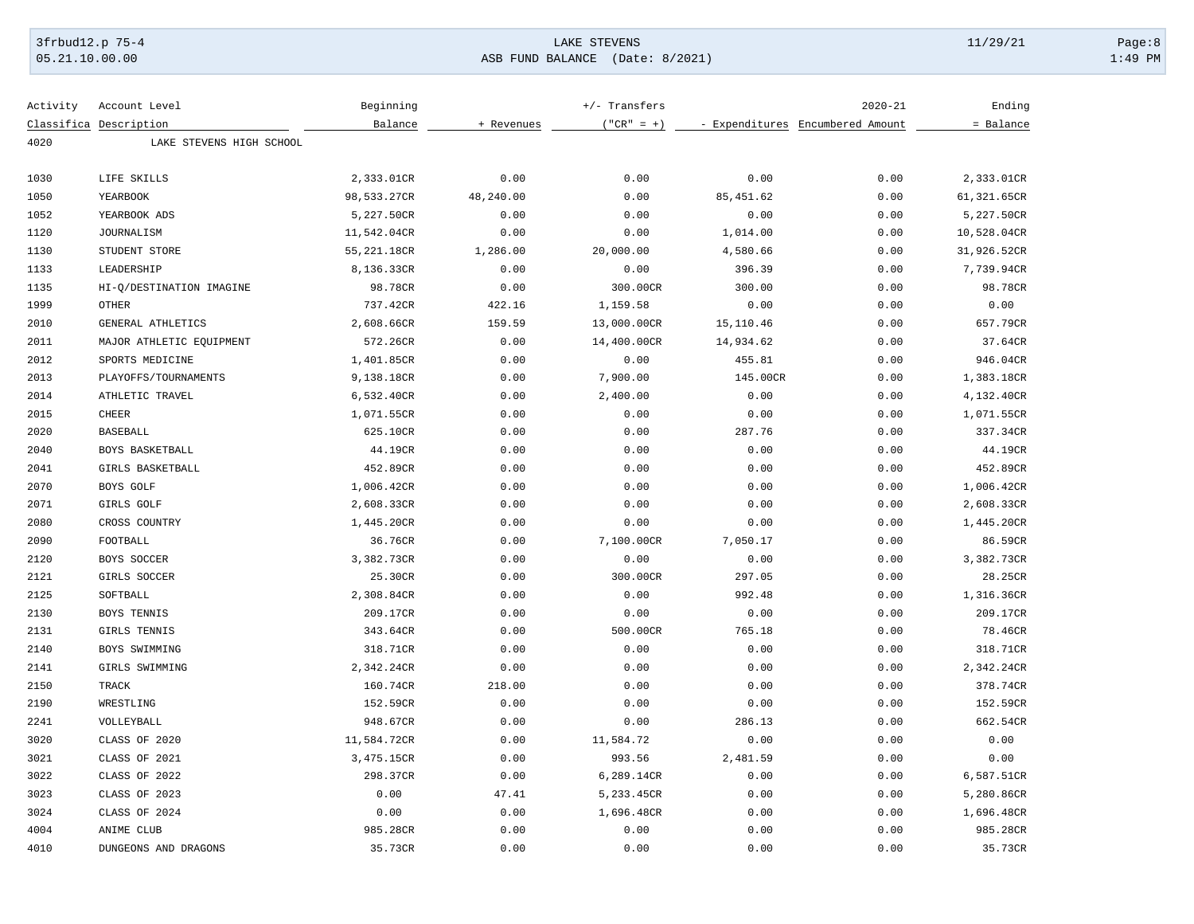| Activity Classifica | Account Level Description | Beginning Balance | + Revenues | +/- Transfers ("CR" = +) | - Expenditures | 2020-21 Encumbered Amount | Ending = Balance |
|---|---|---|---|---|---|---|---|
| 4020 | LAKE STEVENS HIGH SCHOOL | | | | | | |
| 1030 | LIFE SKILLS | 2,333.01CR | 0.00 | 0.00 | 0.00 | 0.00 | 2,333.01CR |
| 1050 | YEARBOOK | 98,533.27CR | 48,240.00 | 0.00 | 85,451.62 | 0.00 | 61,321.65CR |
| 1052 | YEARBOOK ADS | 5,227.50CR | 0.00 | 0.00 | 0.00 | 0.00 | 5,227.50CR |
| 1120 | JOURNALISM | 11,542.04CR | 0.00 | 0.00 | 1,014.00 | 0.00 | 10,528.04CR |
| 1130 | STUDENT STORE | 55,221.18CR | 1,286.00 | 20,000.00 | 4,580.66 | 0.00 | 31,926.52CR |
| 1133 | LEADERSHIP | 8,136.33CR | 0.00 | 0.00 | 396.39 | 0.00 | 7,739.94CR |
| 1135 | HI-Q/DESTINATION IMAGINE | 98.78CR | 0.00 | 300.00CR | 300.00 | 0.00 | 98.78CR |
| 1999 | OTHER | 737.42CR | 422.16 | 1,159.58 | 0.00 | 0.00 | 0.00 |
| 2010 | GENERAL ATHLETICS | 2,608.66CR | 159.59 | 13,000.00CR | 15,110.46 | 0.00 | 657.79CR |
| 2011 | MAJOR ATHLETIC EQUIPMENT | 572.26CR | 0.00 | 14,400.00CR | 14,934.62 | 0.00 | 37.64CR |
| 2012 | SPORTS MEDICINE | 1,401.85CR | 0.00 | 0.00 | 455.81 | 0.00 | 946.04CR |
| 2013 | PLAYOFFS/TOURNAMENTS | 9,138.18CR | 0.00 | 7,900.00 | 145.00CR | 0.00 | 1,383.18CR |
| 2014 | ATHLETIC TRAVEL | 6,532.40CR | 0.00 | 2,400.00 | 0.00 | 0.00 | 4,132.40CR |
| 2015 | CHEER | 1,071.55CR | 0.00 | 0.00 | 0.00 | 0.00 | 1,071.55CR |
| 2020 | BASEBALL | 625.10CR | 0.00 | 0.00 | 287.76 | 0.00 | 337.34CR |
| 2040 | BOYS BASKETBALL | 44.19CR | 0.00 | 0.00 | 0.00 | 0.00 | 44.19CR |
| 2041 | GIRLS BASKETBALL | 452.89CR | 0.00 | 0.00 | 0.00 | 0.00 | 452.89CR |
| 2070 | BOYS GOLF | 1,006.42CR | 0.00 | 0.00 | 0.00 | 0.00 | 1,006.42CR |
| 2071 | GIRLS GOLF | 2,608.33CR | 0.00 | 0.00 | 0.00 | 0.00 | 2,608.33CR |
| 2080 | CROSS COUNTRY | 1,445.20CR | 0.00 | 0.00 | 0.00 | 0.00 | 1,445.20CR |
| 2090 | FOOTBALL | 36.76CR | 0.00 | 7,100.00CR | 7,050.17 | 0.00 | 86.59CR |
| 2120 | BOYS SOCCER | 3,382.73CR | 0.00 | 0.00 | 0.00 | 0.00 | 3,382.73CR |
| 2121 | GIRLS SOCCER | 25.30CR | 0.00 | 300.00CR | 297.05 | 0.00 | 28.25CR |
| 2125 | SOFTBALL | 2,308.84CR | 0.00 | 0.00 | 992.48 | 0.00 | 1,316.36CR |
| 2130 | BOYS TENNIS | 209.17CR | 0.00 | 0.00 | 0.00 | 0.00 | 209.17CR |
| 2131 | GIRLS TENNIS | 343.64CR | 0.00 | 500.00CR | 765.18 | 0.00 | 78.46CR |
| 2140 | BOYS SWIMMING | 318.71CR | 0.00 | 0.00 | 0.00 | 0.00 | 318.71CR |
| 2141 | GIRLS SWIMMING | 2,342.24CR | 0.00 | 0.00 | 0.00 | 0.00 | 2,342.24CR |
| 2150 | TRACK | 160.74CR | 218.00 | 0.00 | 0.00 | 0.00 | 378.74CR |
| 2190 | WRESTLING | 152.59CR | 0.00 | 0.00 | 0.00 | 0.00 | 152.59CR |
| 2241 | VOLLEYBALL | 948.67CR | 0.00 | 0.00 | 286.13 | 0.00 | 662.54CR |
| 3020 | CLASS OF 2020 | 11,584.72CR | 0.00 | 11,584.72 | 0.00 | 0.00 | 0.00 |
| 3021 | CLASS OF 2021 | 3,475.15CR | 0.00 | 993.56 | 2,481.59 | 0.00 | 0.00 |
| 3022 | CLASS OF 2022 | 298.37CR | 0.00 | 6,289.14CR | 0.00 | 0.00 | 6,587.51CR |
| 3023 | CLASS OF 2023 | 0.00 | 47.41 | 5,233.45CR | 0.00 | 0.00 | 5,280.86CR |
| 3024 | CLASS OF 2024 | 0.00 | 0.00 | 1,696.48CR | 0.00 | 0.00 | 1,696.48CR |
| 4004 | ANIME CLUB | 985.28CR | 0.00 | 0.00 | 0.00 | 0.00 | 985.28CR |
| 4010 | DUNGEONS AND DRAGONS | 35.73CR | 0.00 | 0.00 | 0.00 | 0.00 | 35.73CR |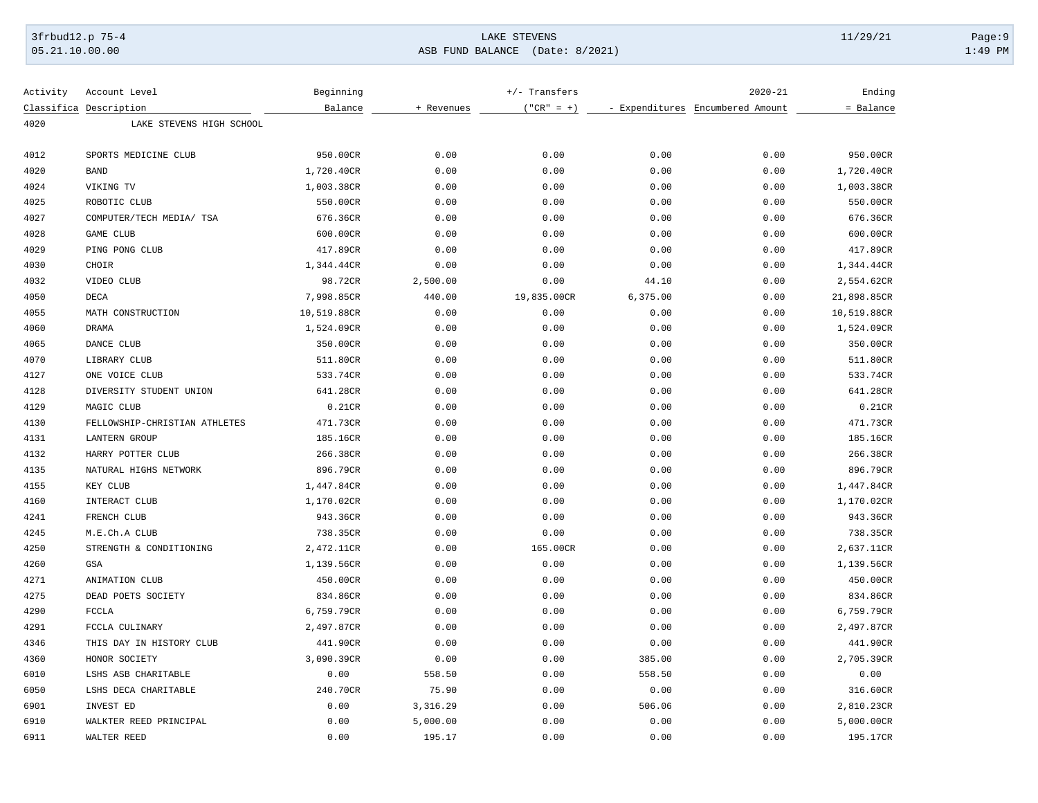| Activity Classifica | Account Level Description | Beginning Balance | + Revenues | +/- Transfers ("CR" = +) | - Expenditures | 2020-21 Encumbered Amount | Ending = Balance |
|---|---|---|---|---|---|---|---|
| 4020 | LAKE STEVENS HIGH SCHOOL | | | | | | |
| 4012 | SPORTS MEDICINE CLUB | 950.00CR | 0.00 | 0.00 | 0.00 | 0.00 | 950.00CR |
| 4020 | BAND | 1,720.40CR | 0.00 | 0.00 | 0.00 | 0.00 | 1,720.40CR |
| 4024 | VIKING TV | 1,003.38CR | 0.00 | 0.00 | 0.00 | 0.00 | 1,003.38CR |
| 4025 | ROBOTIC CLUB | 550.00CR | 0.00 | 0.00 | 0.00 | 0.00 | 550.00CR |
| 4027 | COMPUTER/TECH MEDIA/ TSA | 676.36CR | 0.00 | 0.00 | 0.00 | 0.00 | 676.36CR |
| 4028 | GAME CLUB | 600.00CR | 0.00 | 0.00 | 0.00 | 0.00 | 600.00CR |
| 4029 | PING PONG CLUB | 417.89CR | 0.00 | 0.00 | 0.00 | 0.00 | 417.89CR |
| 4030 | CHOIR | 1,344.44CR | 0.00 | 0.00 | 0.00 | 0.00 | 1,344.44CR |
| 4032 | VIDEO CLUB | 98.72CR | 2,500.00 | 0.00 | 44.10 | 0.00 | 2,554.62CR |
| 4050 | DECA | 7,998.85CR | 440.00 | 19,835.00CR | 6,375.00 | 0.00 | 21,898.85CR |
| 4055 | MATH CONSTRUCTION | 10,519.88CR | 0.00 | 0.00 | 0.00 | 0.00 | 10,519.88CR |
| 4060 | DRAMA | 1,524.09CR | 0.00 | 0.00 | 0.00 | 0.00 | 1,524.09CR |
| 4065 | DANCE CLUB | 350.00CR | 0.00 | 0.00 | 0.00 | 0.00 | 350.00CR |
| 4070 | LIBRARY CLUB | 511.80CR | 0.00 | 0.00 | 0.00 | 0.00 | 511.80CR |
| 4127 | ONE VOICE CLUB | 533.74CR | 0.00 | 0.00 | 0.00 | 0.00 | 533.74CR |
| 4128 | DIVERSITY STUDENT UNION | 641.28CR | 0.00 | 0.00 | 0.00 | 0.00 | 641.28CR |
| 4129 | MAGIC CLUB | 0.21CR | 0.00 | 0.00 | 0.00 | 0.00 | 0.21CR |
| 4130 | FELLOWSHIP-CHRISTIAN ATHLETES | 471.73CR | 0.00 | 0.00 | 0.00 | 0.00 | 471.73CR |
| 4131 | LANTERN GROUP | 185.16CR | 0.00 | 0.00 | 0.00 | 0.00 | 185.16CR |
| 4132 | HARRY POTTER CLUB | 266.38CR | 0.00 | 0.00 | 0.00 | 0.00 | 266.38CR |
| 4135 | NATURAL HIGHS NETWORK | 896.79CR | 0.00 | 0.00 | 0.00 | 0.00 | 896.79CR |
| 4155 | KEY CLUB | 1,447.84CR | 0.00 | 0.00 | 0.00 | 0.00 | 1,447.84CR |
| 4160 | INTERACT CLUB | 1,170.02CR | 0.00 | 0.00 | 0.00 | 0.00 | 1,170.02CR |
| 4241 | FRENCH CLUB | 943.36CR | 0.00 | 0.00 | 0.00 | 0.00 | 943.36CR |
| 4245 | M.E.Ch.A CLUB | 738.35CR | 0.00 | 0.00 | 0.00 | 0.00 | 738.35CR |
| 4250 | STRENGTH & CONDITIONING | 2,472.11CR | 0.00 | 165.00CR | 0.00 | 0.00 | 2,637.11CR |
| 4260 | GSA | 1,139.56CR | 0.00 | 0.00 | 0.00 | 0.00 | 1,139.56CR |
| 4271 | ANIMATION CLUB | 450.00CR | 0.00 | 0.00 | 0.00 | 0.00 | 450.00CR |
| 4275 | DEAD POETS SOCIETY | 834.86CR | 0.00 | 0.00 | 0.00 | 0.00 | 834.86CR |
| 4290 | FCCLA | 6,759.79CR | 0.00 | 0.00 | 0.00 | 0.00 | 6,759.79CR |
| 4291 | FCCLA CULINARY | 2,497.87CR | 0.00 | 0.00 | 0.00 | 0.00 | 2,497.87CR |
| 4346 | THIS DAY IN HISTORY CLUB | 441.90CR | 0.00 | 0.00 | 0.00 | 0.00 | 441.90CR |
| 4360 | HONOR SOCIETY | 3,090.39CR | 0.00 | 0.00 | 385.00 | 0.00 | 2,705.39CR |
| 6010 | LSHS ASB CHARITABLE | 0.00 | 558.50 | 0.00 | 558.50 | 0.00 | 0.00 |
| 6050 | LSHS DECA CHARITABLE | 240.70CR | 75.90 | 0.00 | 0.00 | 0.00 | 316.60CR |
| 6901 | INVEST ED | 0.00 | 3,316.29 | 0.00 | 506.06 | 0.00 | 2,810.23CR |
| 6910 | WALKTER REED PRINCIPAL | 0.00 | 5,000.00 | 0.00 | 0.00 | 0.00 | 5,000.00CR |
| 6911 | WALTER REED | 0.00 | 195.17 | 0.00 | 0.00 | 0.00 | 195.17CR |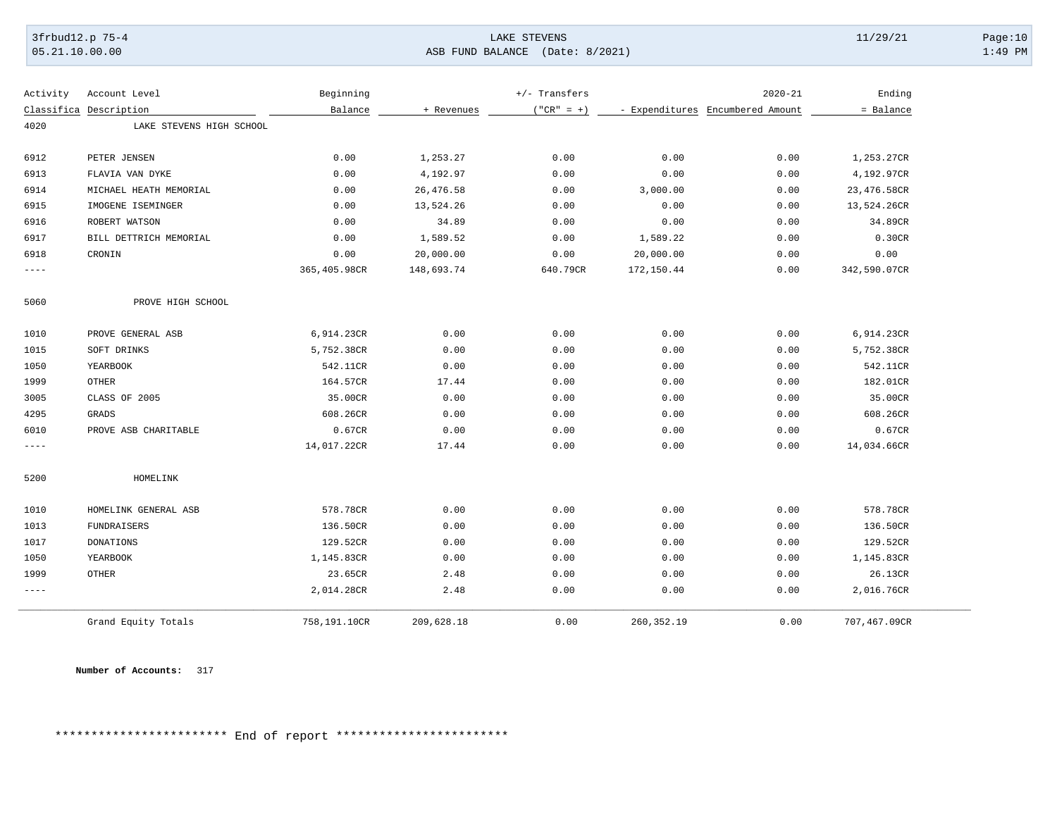| Activity Classifica | Account Level Description | Beginning Balance | + Revenues | +/- Transfers ("CR" = +) | - Expenditures | 2020-21 Encumbered Amount | Ending = Balance |
|---|---|---|---|---|---|---|---|
| 4020 | LAKE STEVENS HIGH SCHOOL | | | | | | |
| 6912 | PETER JENSEN | 0.00 | 1,253.27 | 0.00 | 0.00 | 0.00 | 1,253.27CR |
| 6913 | FLAVIA VAN DYKE | 0.00 | 4,192.97 | 0.00 | 0.00 | 0.00 | 4,192.97CR |
| 6914 | MICHAEL HEATH MEMORIAL | 0.00 | 26,476.58 | 0.00 | 3,000.00 | 0.00 | 23,476.58CR |
| 6915 | IMOGENE ISEMINGER | 0.00 | 13,524.26 | 0.00 | 0.00 | 0.00 | 13,524.26CR |
| 6916 | ROBERT WATSON | 0.00 | 34.89 | 0.00 | 0.00 | 0.00 | 34.89CR |
| 6917 | BILL DETTRICH MEMORIAL | 0.00 | 1,589.52 | 0.00 | 1,589.22 | 0.00 | 0.30CR |
| 6918 | CRONIN | 0.00 | 20,000.00 | 0.00 | 20,000.00 | 0.00 | 0.00 |
| ---- | | 365,405.98CR | 148,693.74 | 640.79CR | 172,150.44 | 0.00 | 342,590.07CR |
| 5060 | PROVE HIGH SCHOOL | | | | | | |
| 1010 | PROVE GENERAL ASB | 6,914.23CR | 0.00 | 0.00 | 0.00 | 0.00 | 6,914.23CR |
| 1015 | SOFT DRINKS | 5,752.38CR | 0.00 | 0.00 | 0.00 | 0.00 | 5,752.38CR |
| 1050 | YEARBOOK | 542.11CR | 0.00 | 0.00 | 0.00 | 0.00 | 542.11CR |
| 1999 | OTHER | 164.57CR | 17.44 | 0.00 | 0.00 | 0.00 | 182.01CR |
| 3005 | CLASS OF 2005 | 35.00CR | 0.00 | 0.00 | 0.00 | 0.00 | 35.00CR |
| 4295 | GRADS | 608.26CR | 0.00 | 0.00 | 0.00 | 0.00 | 608.26CR |
| 6010 | PROVE ASB CHARITABLE | 0.67CR | 0.00 | 0.00 | 0.00 | 0.00 | 0.67CR |
| ---- | | 14,017.22CR | 17.44 | 0.00 | 0.00 | 0.00 | 14,034.66CR |
| 5200 | HOMELINK | | | | | | |
| 1010 | HOMELINK GENERAL ASB | 578.78CR | 0.00 | 0.00 | 0.00 | 0.00 | 578.78CR |
| 1013 | FUNDRAISERS | 136.50CR | 0.00 | 0.00 | 0.00 | 0.00 | 136.50CR |
| 1017 | DONATIONS | 129.52CR | 0.00 | 0.00 | 0.00 | 0.00 | 129.52CR |
| 1050 | YEARBOOK | 1,145.83CR | 0.00 | 0.00 | 0.00 | 0.00 | 1,145.83CR |
| 1999 | OTHER | 23.65CR | 2.48 | 0.00 | 0.00 | 0.00 | 26.13CR |
| ---- | | 2,014.28CR | 2.48 | 0.00 | 0.00 | 0.00 | 2,016.76CR |
| | Grand Equity Totals | 758,191.10CR | 209,628.18 | 0.00 | 260,352.19 | 0.00 | 707,467.09CR |

**Number of Accounts:** 317

************************ End of report ************************